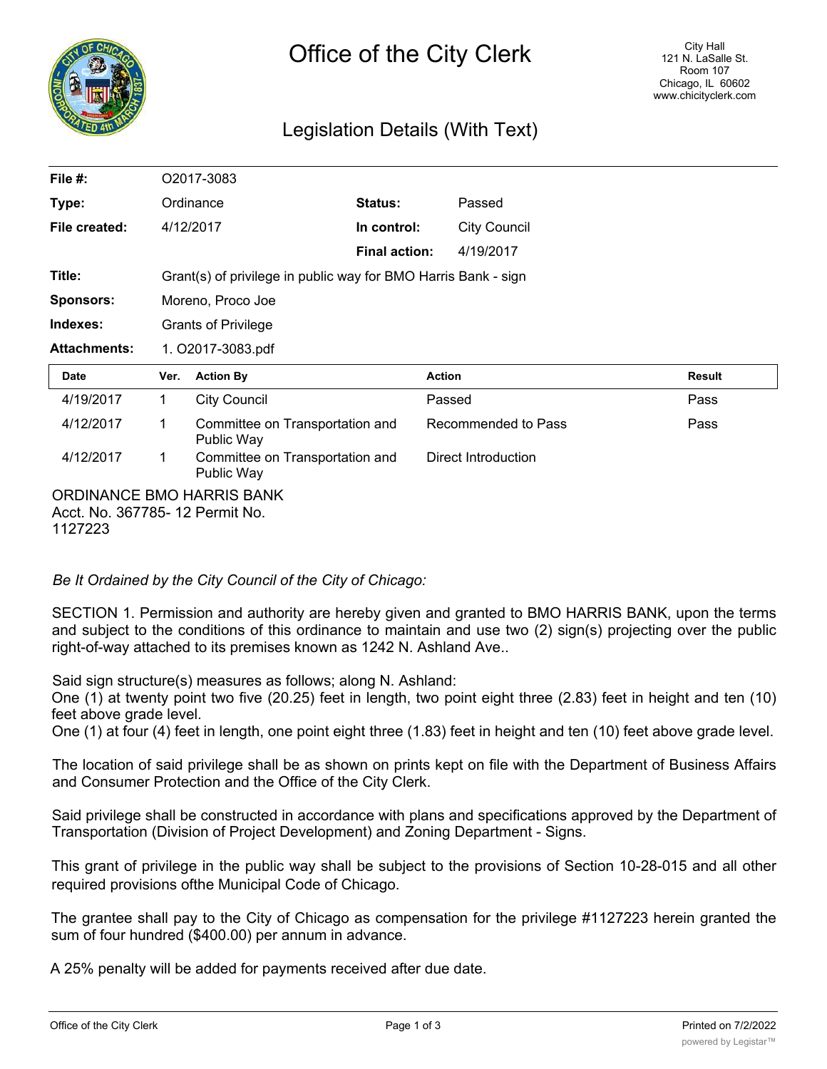# Office of the City Clerk

City Hall
121 N. LaSalle St.
Room 107
Chicago, IL 60602
www.chicityclerk.com

## Legislation Details (With Text)

| | | | |
|---|---|---|---|
| **File #:** | O2017-3083 | | |
| **Type:** | Ordinance | **Status:** | Passed |
| **File created:** | 4/12/2017 | **In control:** | City Council |
| | | **Final action:** | 4/19/2017 |
| **Title:** | Grant(s) of privilege in public way for BMO Harris Bank - sign | | |
| **Sponsors:** | Moreno, Proco Joe | | |
| **Indexes:** | Grants of Privilege | | |
| **Attachments:** | 1. O2017-3083.pdf | | |

| Date | Ver. | Action By | Action | Result |
|---|---|---|---|---|
| 4/19/2017 | 1 | City Council | Passed | Pass |
| 4/12/2017 | 1 | Committee on Transportation and Public Way | Recommended to Pass | Pass |
| 4/12/2017 | 1 | Committee on Transportation and Public Way | Direct Introduction | |

ORDINANCE BMO HARRIS BANK
Acct. No. 367785- 12 Permit No.
1127223

*Be It Ordained by the City Council of the City of Chicago:*

SECTION 1. Permission and authority are hereby given and granted to BMO HARRIS BANK, upon the terms and subject to the conditions of this ordinance to maintain and use two (2) sign(s) projecting over the public right-of-way attached to its premises known as 1242 N. Ashland Ave..

Said sign structure(s) measures as follows; along N. Ashland:
One (1) at twenty point two five (20.25) feet in length, two point eight three (2.83) feet in height and ten (10) feet above grade level.
One (1) at four (4) feet in length, one point eight three (1.83) feet in height and ten (10) feet above grade level.

The location of said privilege shall be as shown on prints kept on file with the Department of Business Affairs and Consumer Protection and the Office of the City Clerk.

Said privilege shall be constructed in accordance with plans and specifications approved by the Department of Transportation (Division of Project Development) and Zoning Department - Signs.

This grant of privilege in the public way shall be subject to the provisions of Section 10-28-015 and all other required provisions ofthe Municipal Code of Chicago.

The grantee shall pay to the City of Chicago as compensation for the privilege #1127223 herein granted the sum of four hundred ($400.00) per annum in advance.

A 25% penalty will be added for payments received after due date.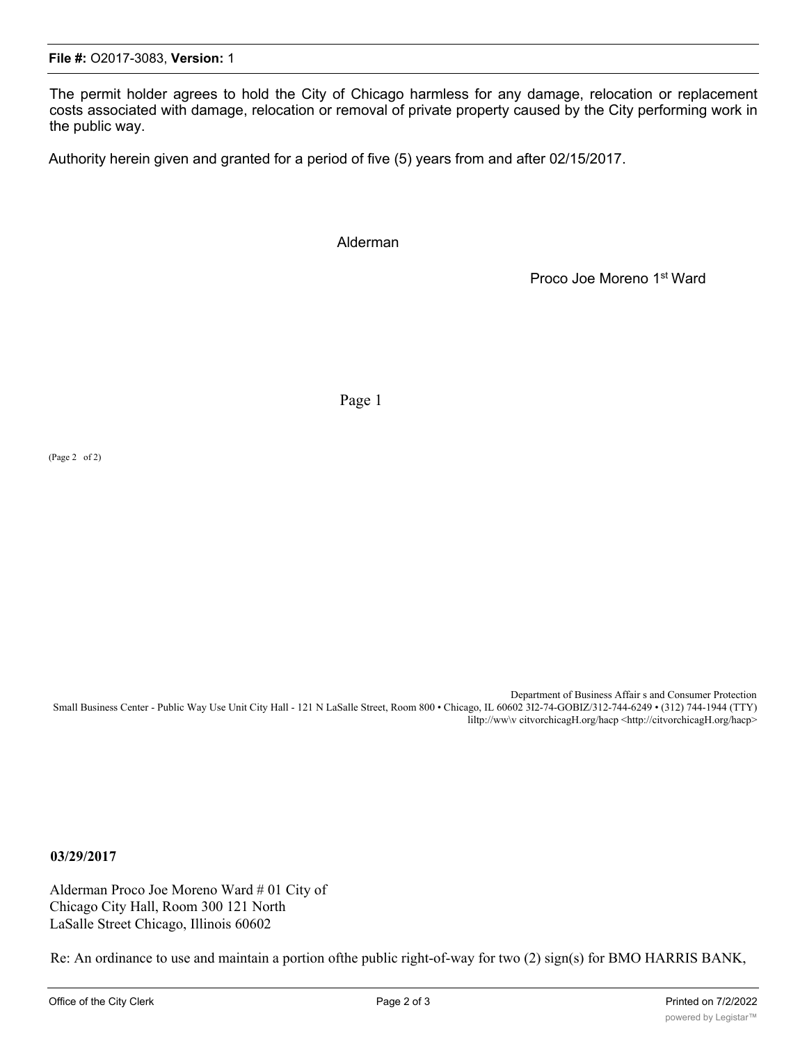The permit holder agrees to hold the City of Chicago harmless for any damage, relocation or replacement costs associated with damage, relocation or removal of private property caused by the City performing work in the public way.

Authority herein given and granted for a period of five (5) years from and after 02/15/2017.

Alderman

Proco Joe Moreno 1st Ward

Page 1

(Page 2 of 2)

Department of Business Affair s and Consumer Protection
Small Business Center - Public Way Use Unit City Hall - 121 N LaSalle Street, Room 800 • Chicago, IL 60602 3I2-74-GOBIZ/312-744-6249 • (312) 744-1944 (TTY)
liltp://ww\v citvorchicagH.org/hacp <http://citvorchicagH.org/hacp>

**03/29/2017**

Alderman Proco Joe Moreno Ward # 01 City of Chicago City Hall, Room 300 121 North LaSalle Street Chicago, Illinois 60602

Re: An ordinance to use and maintain a portion ofthe public right-of-way for two (2) sign(s) for BMO HARRIS BANK,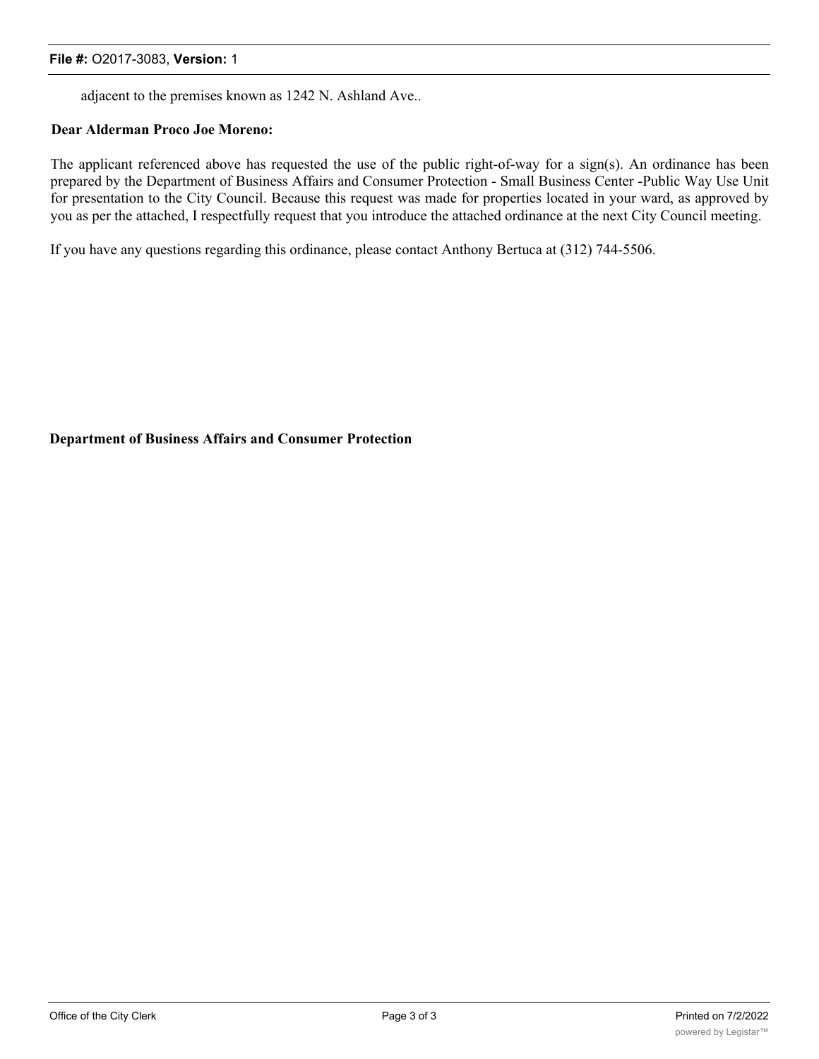adjacent to the premises known as 1242 N. Ashland Ave..

**Dear Alderman Proco Joe Moreno:**

The applicant referenced above has requested the use of the public right-of-way for a sign(s). An ordinance has been prepared by the Department of Business Affairs and Consumer Protection - Small Business Center -Public Way Use Unit for presentation to the City Council. Because this request was made for properties located in your ward, as approved by you as per the attached, I respectfully request that you introduce the attached ordinance at the next City Council meeting.

If you have any questions regarding this ordinance, please contact Anthony Bertuca at (312) 744-5506.

**Department of Business Affairs and Consumer Protection**